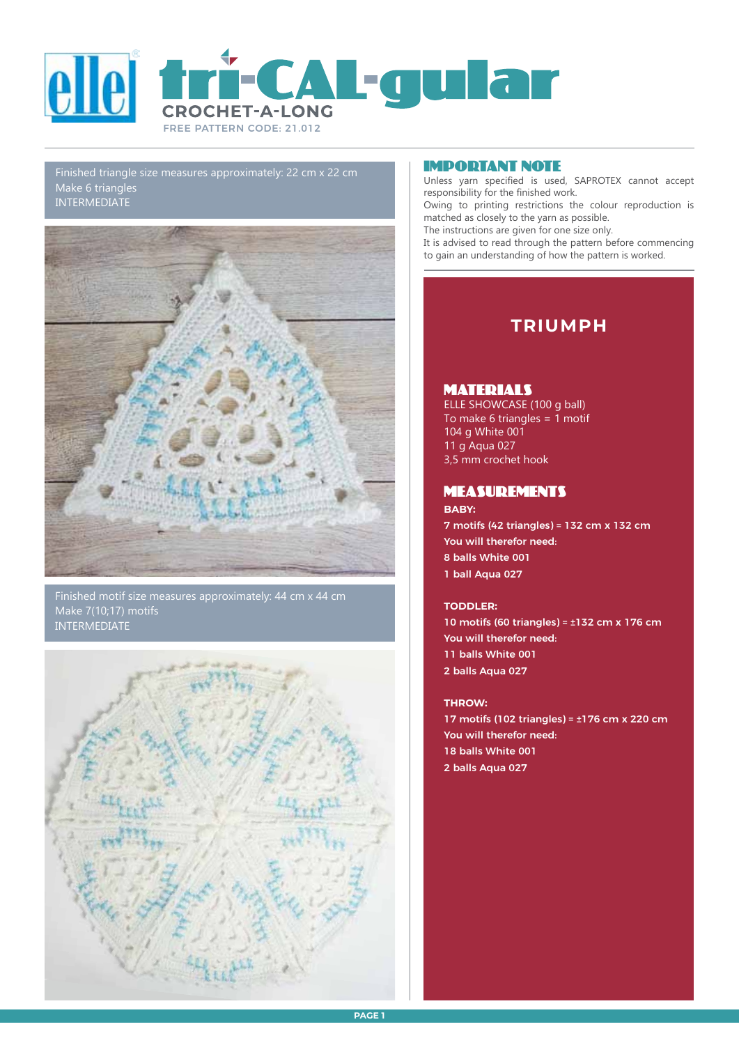# tri-CAL-gular

CROCHET-A-LONG

FREE PATTERN CODE: 21.012

Finished triangle size measures approximately: 22 cm x 22 cm
Make 6 triangles
INTERMEDIATE

Finished motif size measures approximately: 44 cm x 44 cm
Make 7(10;17) motifs
INTERMEDIATE

## IMPORTANT NOTE

Unless yarn specified is used, SAPROTEX cannot accept responsibility for the finished work.
Owing to printing restrictions the colour reproduction is matched as closely to the yarn as possible.
The instructions are given for one size only.
It is advised to read through the pattern before commencing to gain an understanding of how the pattern is worked.

## TRIUMPH

### MATERIALS

ELLE SHOWCASE (100 g ball)
To make 6 triangles = 1 motif
104 g White 001
11 g Aqua 027
3,5 mm crochet hook

### MEASUREMENTS

**BABY:**
**7 motifs (42 triangles) = 132 cm x 132 cm**
**You will therefor need:**
**8 balls White 001**
**1 ball Aqua 027**

**TODDLER:**
**10 motifs (60 triangles) = ±132 cm x 176 cm**
**You will therefor need:**
**11 balls White 001**
**2 balls Aqua 027**

**THROW:**
**17 motifs (102 triangles) = ±176 cm x 220 cm**
**You will therefor need:**
**18 balls White 001**
**2 balls Aqua 027**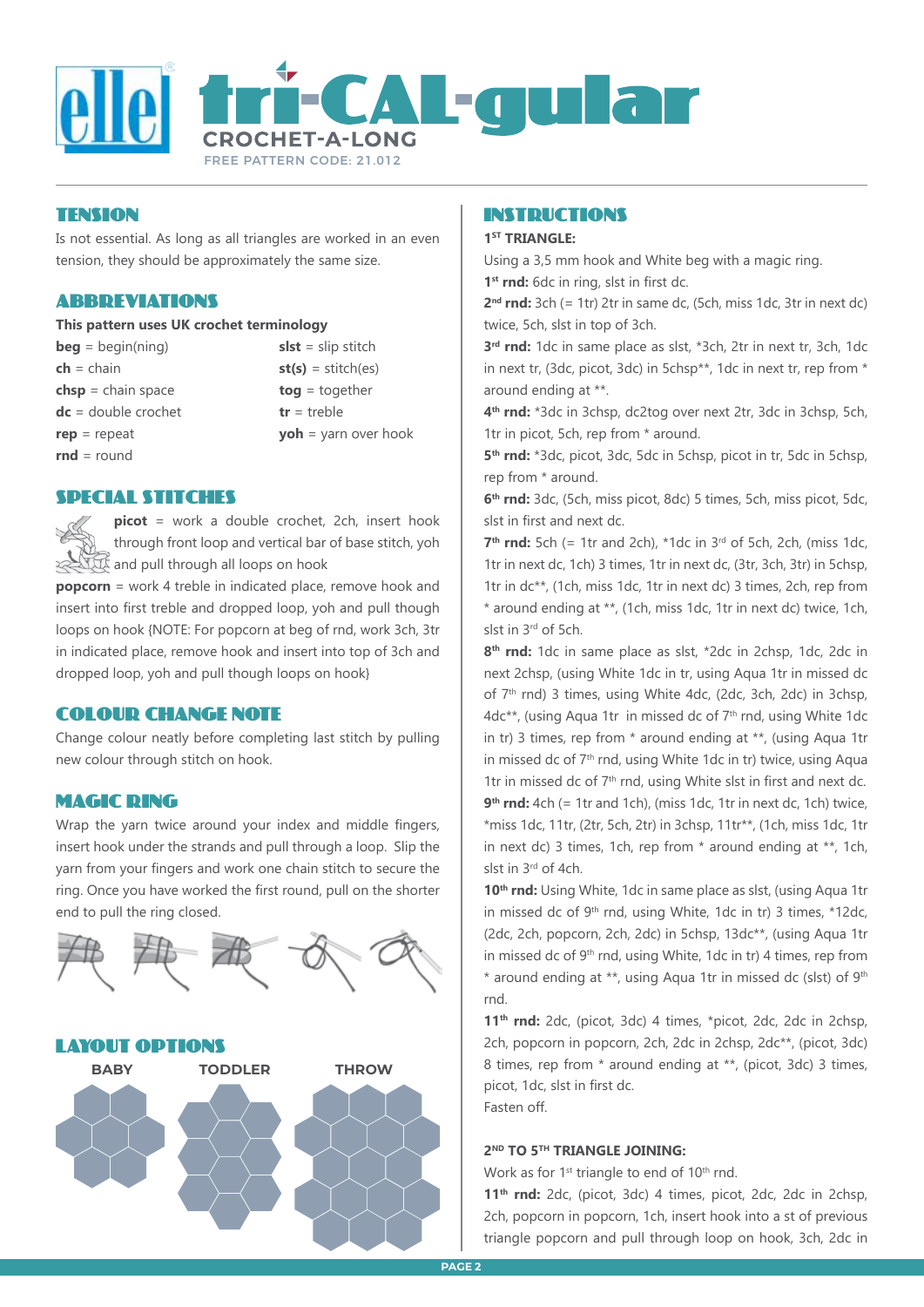# tri-CAL-gular

**CROCHET-A-LONG**

FREE PATTERN CODE: 21.012

## TENSION

Is not essential. As long as all triangles are worked in an even tension, they should be approximately the same size.

## ABBREVIATIONS

**This pattern uses UK crochet terminology**

- **beg** = begin(ning)
- **ch** = chain
- **chsp** = chain space
- **dc** = double crochet
- **rep** = repeat
- **rnd** = round
- **slst** = slip stitch
- **st(s)** = stitch(es)
- **tog** = together
- **tr** = treble
- **yoh** = yarn over hook

## SPECIAL STITCHES

**picot** = work a double crochet, 2ch, insert hook through front loop and vertical bar of base stitch, yoh and pull through all loops on hook

**popcorn** = work 4 treble in indicated place, remove hook and insert into first treble and dropped loop, yoh and pull though loops on hook {NOTE: For popcorn at beg of rnd, work 3ch, 3tr in indicated place, remove hook and insert into top of 3ch and dropped loop, yoh and pull though loops on hook}

## COLOUR CHANGE NOTE

Change colour neatly before completing last stitch by pulling new colour through stitch on hook.

## MAGIC RING

Wrap the yarn twice around your index and middle fingers, insert hook under the strands and pull through a loop. Slip the yarn from your fingers and work one chain stitch to secure the ring. Once you have worked the first round, pull on the shorter end to pull the ring closed.

## LAYOUT OPTIONS

BABY | TODDLER | THROW

## INSTRUCTIONS

**1ST TRIANGLE:**

Using a 3,5 mm hook and White beg with a magic ring.

**1st rnd:** 6dc in ring, slst in first dc.

**2nd rnd:** 3ch (= 1tr) 2tr in same dc, (5ch, miss 1dc, 3tr in next dc) twice, 5ch, slst in top of 3ch.

**3rd rnd:** 1dc in same place as slst, *3ch, 2tr in next tr, 3ch, 1dc in next tr, (3dc, picot, 3dc) in 5chsp**, 1dc in next tr, rep from * around ending at **.

**4th rnd:** *3dc in 3chsp, dc2tog over next 2tr, 3dc in 3chsp, 5ch, 1tr in picot, 5ch, rep from * around.

**5th rnd:** *3dc, picot, 3dc, 5dc in 5chsp, picot in tr, 5dc in 5chsp, rep from * around.

**6th rnd:** 3dc, (5ch, miss picot, 8dc) 5 times, 5ch, miss picot, 5dc, slst in first and next dc.

**7th rnd:** 5ch (= 1tr and 2ch), *1dc in 3rd of 5ch, 2ch, (miss 1dc, 1tr in next dc, 1ch) 3 times, 1tr in next dc, (3tr, 3ch, 3tr) in 5chsp, 1tr in dc**, (1ch, miss 1dc, 1tr in next dc) 3 times, 2ch, rep from * around ending at **, (1ch, miss 1dc, 1tr in next dc) twice, 1ch, slst in 3rd of 5ch.

**8th rnd:** 1dc in same place as slst, *2dc in 2chsp, 1dc, 2dc in next 2chsp, (using White 1dc in tr, using Aqua 1tr in missed dc of 7th rnd) 3 times, using White 4dc, (2dc, 3ch, 2dc) in 3chsp, 4dc**, (using Aqua 1tr in missed dc of 7th rnd, using White 1dc in tr) 3 times, rep from * around ending at **, (using Aqua 1tr in missed dc of 7th rnd, using White 1dc in tr) twice, using Aqua 1tr in missed dc of 7th rnd, using White slst in first and next dc.

**9th rnd:** 4ch (= 1tr and 1ch), (miss 1dc, 1tr in next dc, 1ch) twice, *miss 1dc, 11tr, (2tr, 5ch, 2tr) in 3chsp, 11tr**, (1ch, miss 1dc, 1tr in next dc) 3 times, 1ch, rep from * around ending at **, 1ch, slst in 3rd of 4ch.

**10th rnd:** Using White, 1dc in same place as slst, (using Aqua 1tr in missed dc of 9th rnd, using White, 1dc in tr) 3 times, *12dc, (2dc, 2ch, popcorn, 2ch, 2dc) in 5chsp, 13dc**, (using Aqua 1tr in missed dc of 9th rnd, using White, 1dc in tr) 4 times, rep from * around ending at **, using Aqua 1tr in missed dc (slst) of 9th rnd.

**11th rnd:** 2dc, (picot, 3dc) 4 times, *picot, 2dc, 2dc in 2chsp, 2ch, popcorn in popcorn, 2ch, 2dc in 2chsp, 2dc**, (picot, 3dc) 8 times, rep from * around ending at **, (picot, 3dc) 3 times, picot, 1dc, slst in first dc.

Fasten off.

**2ND TO 5TH TRIANGLE JOINING:**

Work as for 1st triangle to end of 10th rnd.

**11th rnd:** 2dc, (picot, 3dc) 4 times, picot, 2dc, 2dc in 2chsp, 2ch, popcorn in popcorn, 1ch, insert hook into a st of previous triangle popcorn and pull through loop on hook, 3ch, 2dc in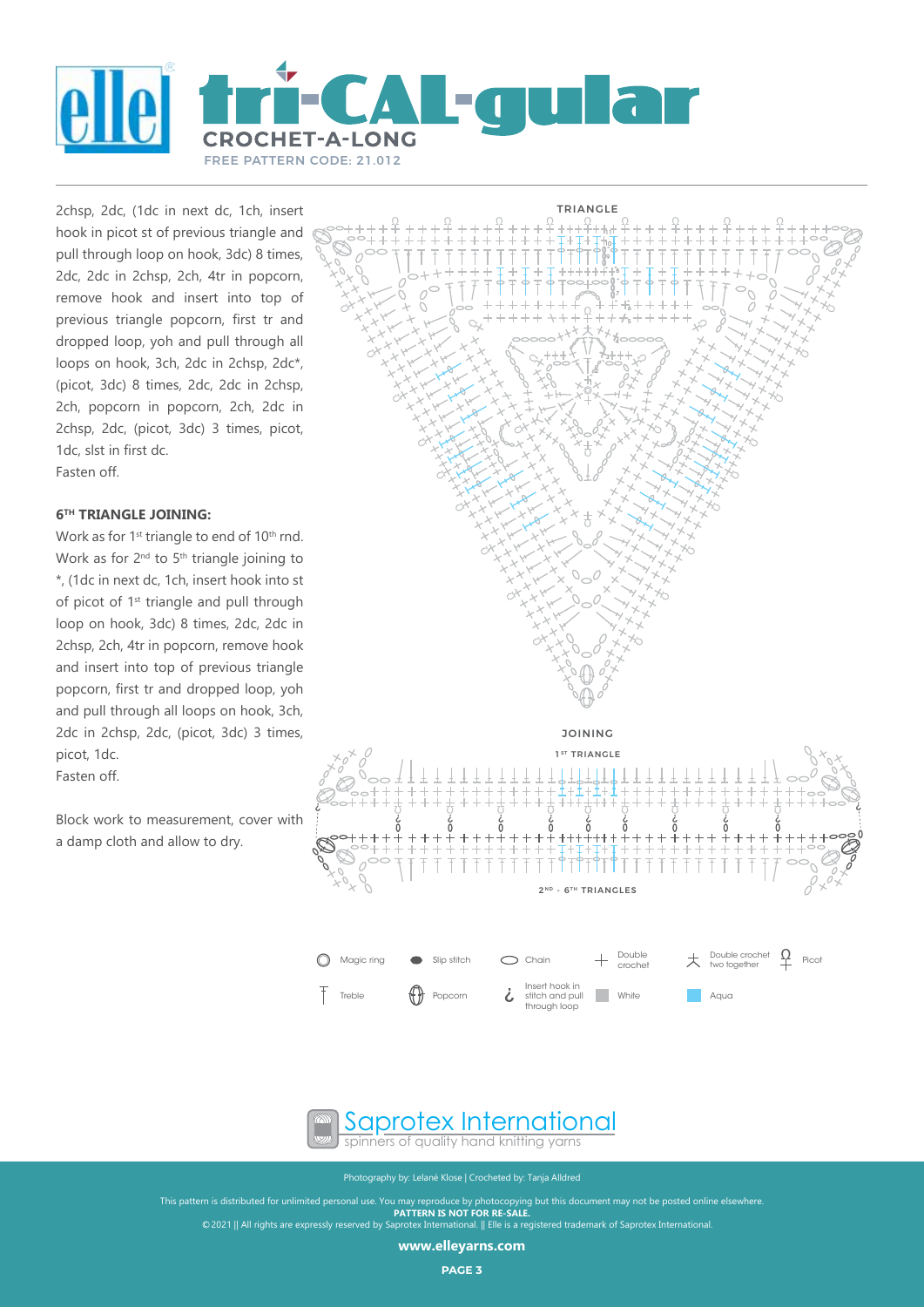2chsp, 2dc, (1dc in next dc, 1ch, insert hook in picot st of previous triangle and pull through loop on hook, 3dc) 8 times, 2dc, 2dc in 2chsp, 2ch, 4tr in popcorn, remove hook and insert into top of previous triangle popcorn, first tr and dropped loop, yoh and pull through all loops on hook, 3ch, 2dc in 2chsp, 2dc*, (picot, 3dc) 8 times, 2dc, 2dc in 2chsp, 2ch, popcorn in popcorn, 2ch, 2dc in 2chsp, 2dc, (picot, 3dc) 3 times, picot, 1dc, slst in first dc.
Fasten off.

### 6TH TRIANGLE JOINING:

Work as for 1st triangle to end of 10th rnd. Work as for 2nd to 5th triangle joining to *, (1dc in next dc, 1ch, insert hook into st of picot of 1st triangle and pull through loop on hook, 3dc) 8 times, 2dc, 2dc in 2chsp, 2ch, 4tr in popcorn, remove hook and insert into top of previous triangle popcorn, first tr and dropped loop, yoh and pull through all loops on hook, 3ch, 2dc in 2chsp, 2dc, (picot, 3dc) 3 times, picot, 1dc.
Fasten off.

Block work to measurement, cover with a damp cloth and allow to dry.

TRIANGLE

JOINING

1ST TRIANGLE

2ND - 6TH TRIANGLES

Magic ring
Slip stitch
Chain
Double crochet
Double crochet two together
Picot
Treble
Popcorn
Insert hook in stitch and pull through loop
White
Aqua

Saprotex International
spinners of quality hand knitting yarns

Photography by: Lelané Klose | Crocheted by: Tanja Alldred

This pattern is distributed for unlimited personal use. You may reproduce by photocopying but this document may not be posted online elsewhere.
**PATTERN IS NOT FOR RE-SALE.**
©2021 || All rights are expressly reserved by Saprotex International. || Elle is a registered trademark of Saprotex International.

**www.elleyarns.com**